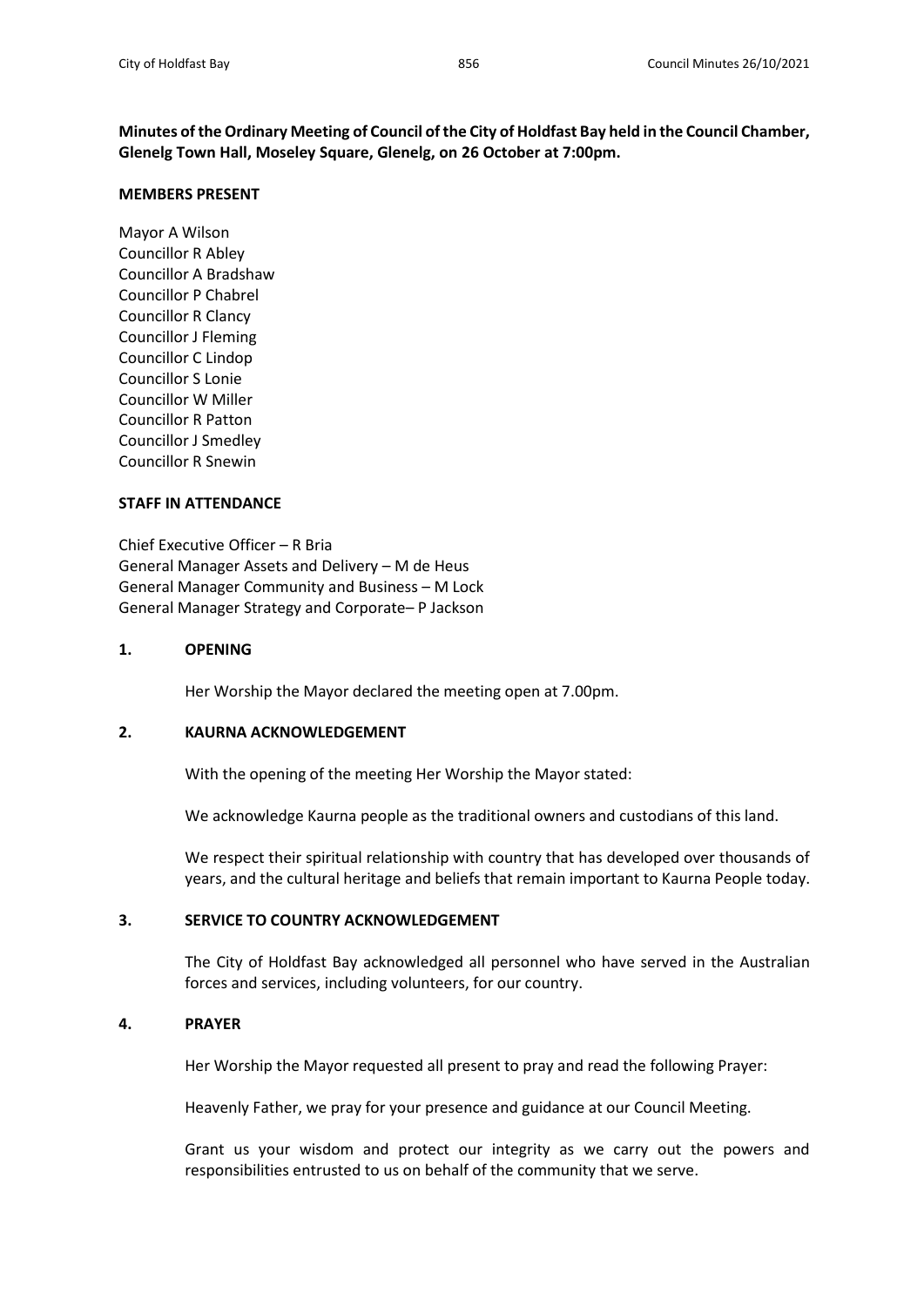**Minutes of the Ordinary Meeting of Council of the City of Holdfast Bay held in the Council Chamber, Glenelg Town Hall, Moseley Square, Glenelg, on 26 October at 7:00pm.**

**MEMBERS PRESENT**

Mayor A Wilson
Councillor R Abley
Councillor A Bradshaw
Councillor P Chabrel
Councillor R Clancy
Councillor J Fleming
Councillor C Lindop
Councillor S Lonie
Councillor W Miller
Councillor R Patton
Councillor J Smedley
Councillor R Snewin

**STAFF IN ATTENDANCE**

Chief Executive Officer – R Bria
General Manager Assets and Delivery – M de Heus
General Manager Community and Business – M Lock
General Manager Strategy and Corporate– P Jackson

## 1. OPENING

Her Worship the Mayor declared the meeting open at 7.00pm.

## 2. KAURNA ACKNOWLEDGEMENT

With the opening of the meeting Her Worship the Mayor stated:

We acknowledge Kaurna people as the traditional owners and custodians of this land.

We respect their spiritual relationship with country that has developed over thousands of years, and the cultural heritage and beliefs that remain important to Kaurna People today.

## 3. SERVICE TO COUNTRY ACKNOWLEDGEMENT

The City of Holdfast Bay acknowledged all personnel who have served in the Australian forces and services, including volunteers, for our country.

## 4. PRAYER

Her Worship the Mayor requested all present to pray and read the following Prayer:

Heavenly Father, we pray for your presence and guidance at our Council Meeting.

Grant us your wisdom and protect our integrity as we carry out the powers and responsibilities entrusted to us on behalf of the community that we serve.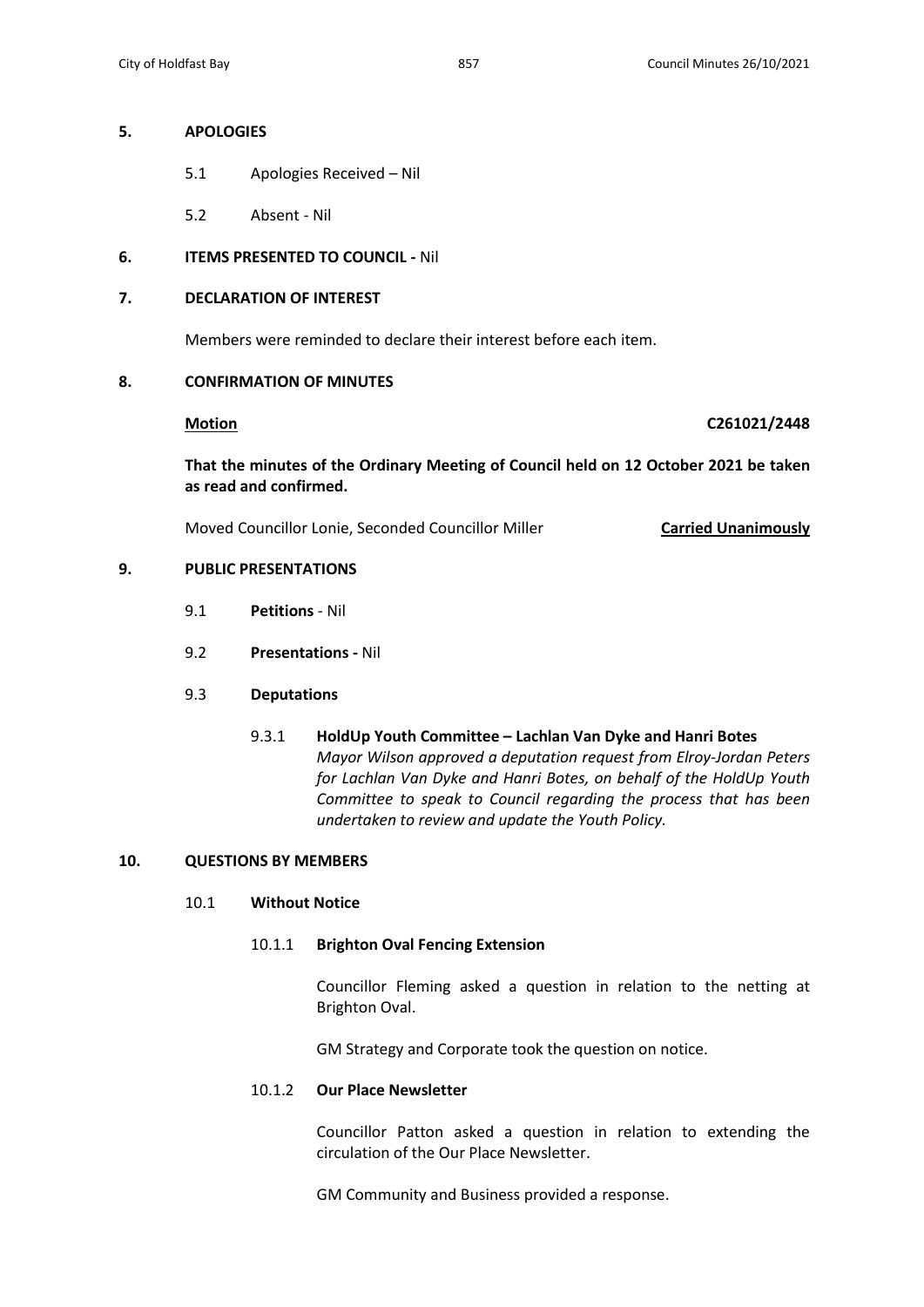## 5. APOLOGIES

5.1 Apologies Received – Nil

5.2 Absent - Nil

## 6. ITEMS PRESENTED TO COUNCIL - Nil

## 7. DECLARATION OF INTEREST

Members were reminded to declare their interest before each item.

## 8. CONFIRMATION OF MINUTES

**Motion** **C261021/2448**

**That the minutes of the Ordinary Meeting of Council held on 12 October 2021 be taken as read and confirmed.**

Moved Councillor Lonie, Seconded Councillor Miller **Carried Unanimously**

## 9. PUBLIC PRESENTATIONS

9.1 **Petitions** - Nil

9.2 **Presentations -** Nil

9.3 **Deputations**

9.3.1 **HoldUp Youth Committee – Lachlan Van Dyke and Hanri Botes**
*Mayor Wilson approved a deputation request from Elroy-Jordan Peters for Lachlan Van Dyke and Hanri Botes, on behalf of the HoldUp Youth Committee to speak to Council regarding the process that has been undertaken to review and update the Youth Policy.*

## 10. QUESTIONS BY MEMBERS

10.1 **Without Notice**

10.1.1 **Brighton Oval Fencing Extension**

Councillor Fleming asked a question in relation to the netting at Brighton Oval.

GM Strategy and Corporate took the question on notice.

10.1.2 **Our Place Newsletter**

Councillor Patton asked a question in relation to extending the circulation of the Our Place Newsletter.

GM Community and Business provided a response.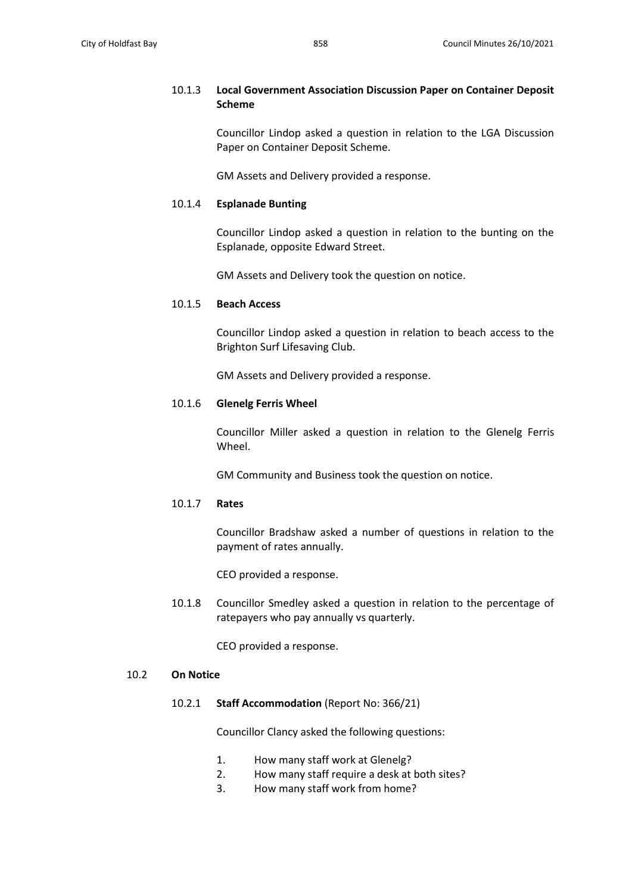10.1.3 **Local Government Association Discussion Paper on Container Deposit Scheme**

Councillor Lindop asked a question in relation to the LGA Discussion Paper on Container Deposit Scheme.

GM Assets and Delivery provided a response.

10.1.4 **Esplanade Bunting**

Councillor Lindop asked a question in relation to the bunting on the Esplanade, opposite Edward Street.

GM Assets and Delivery took the question on notice.

10.1.5 **Beach Access**

Councillor Lindop asked a question in relation to beach access to the Brighton Surf Lifesaving Club.

GM Assets and Delivery provided a response.

10.1.6 **Glenelg Ferris Wheel**

Councillor Miller asked a question in relation to the Glenelg Ferris Wheel.

GM Community and Business took the question on notice.

10.1.7 **Rates**

Councillor Bradshaw asked a number of questions in relation to the payment of rates annually.

CEO provided a response.

10.1.8 Councillor Smedley asked a question in relation to the percentage of ratepayers who pay annually vs quarterly.

CEO provided a response.

10.2 **On Notice**

10.2.1 **Staff Accommodation** (Report No: 366/21)

Councillor Clancy asked the following questions:

1. How many staff work at Glenelg?
2. How many staff require a desk at both sites?
3. How many staff work from home?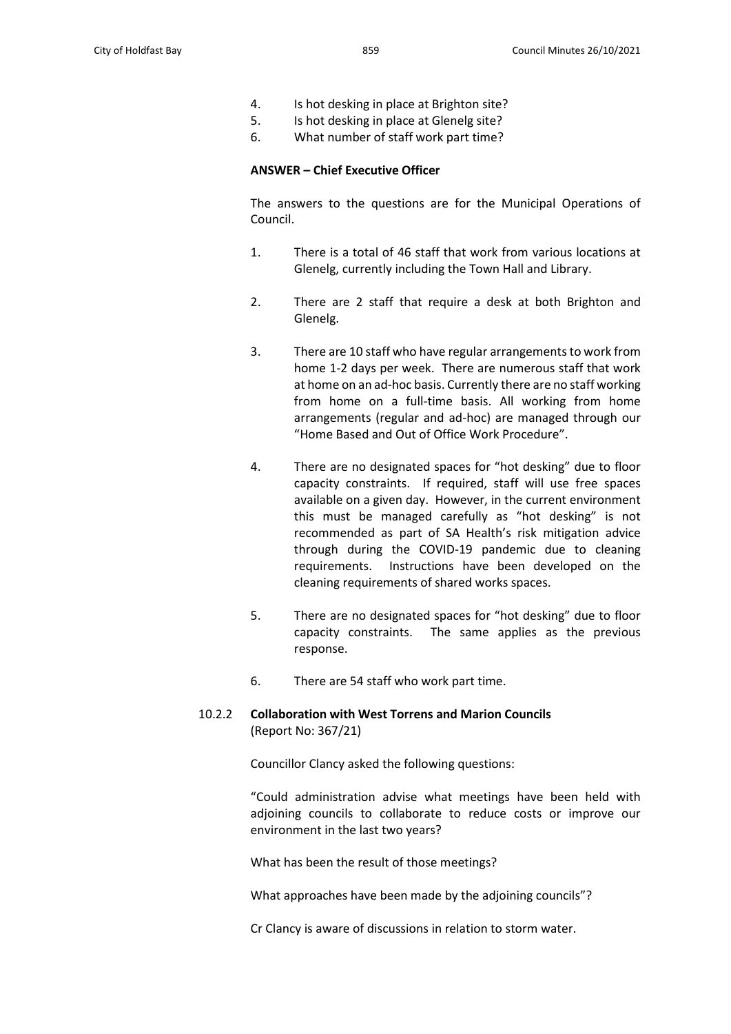4. Is hot desking in place at Brighton site?
5. Is hot desking in place at Glenelg site?
6. What number of staff work part time?

**ANSWER – Chief Executive Officer**

The answers to the questions are for the Municipal Operations of Council.

1. There is a total of 46 staff that work from various locations at Glenelg, currently including the Town Hall and Library.

2. There are 2 staff that require a desk at both Brighton and Glenelg.

3. There are 10 staff who have regular arrangements to work from home 1-2 days per week. There are numerous staff that work at home on an ad-hoc basis. Currently there are no staff working from home on a full-time basis. All working from home arrangements (regular and ad-hoc) are managed through our "Home Based and Out of Office Work Procedure".

4. There are no designated spaces for "hot desking" due to floor capacity constraints. If required, staff will use free spaces available on a given day. However, in the current environment this must be managed carefully as "hot desking" is not recommended as part of SA Health's risk mitigation advice through during the COVID-19 pandemic due to cleaning requirements. Instructions have been developed on the cleaning requirements of shared works spaces.

5. There are no designated spaces for "hot desking" due to floor capacity constraints. The same applies as the previous response.

6. There are 54 staff who work part time.

10.2.2 **Collaboration with West Torrens and Marion Councils**
(Report No: 367/21)

Councillor Clancy asked the following questions:

"Could administration advise what meetings have been held with adjoining councils to collaborate to reduce costs or improve our environment in the last two years?

What has been the result of those meetings?

What approaches have been made by the adjoining councils"?

Cr Clancy is aware of discussions in relation to storm water.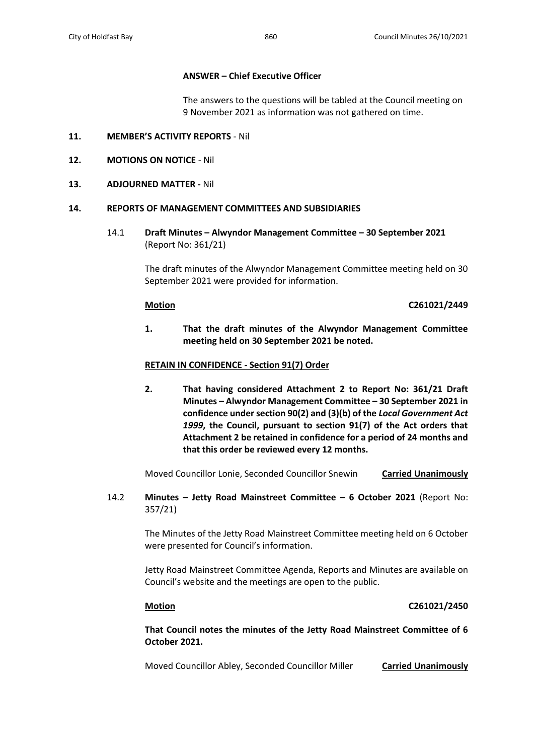**ANSWER – Chief Executive Officer**

The answers to the questions will be tabled at the Council meeting on 9 November 2021 as information was not gathered on time.

**11. MEMBER'S ACTIVITY REPORTS** - Nil

**12. MOTIONS ON NOTICE** - Nil

**13. ADJOURNED MATTER -** Nil

**14. REPORTS OF MANAGEMENT COMMITTEES AND SUBSIDIARIES**

14.1 **Draft Minutes – Alwyndor Management Committee – 30 September 2021** (Report No: 361/21)

The draft minutes of the Alwyndor Management Committee meeting held on 30 September 2021 were provided for information.

**Motion** **C261021/2449**

**1. That the draft minutes of the Alwyndor Management Committee meeting held on 30 September 2021 be noted.**

**RETAIN IN CONFIDENCE - Section 91(7) Order**

**2. That having considered Attachment 2 to Report No: 361/21 Draft Minutes – Alwyndor Management Committee – 30 September 2021 in confidence under section 90(2) and (3)(b) of the *Local Government Act 1999*, the Council, pursuant to section 91(7) of the Act orders that Attachment 2 be retained in confidence for a period of 24 months and that this order be reviewed every 12 months.**

Moved Councillor Lonie, Seconded Councillor Snewin **Carried Unanimously**

14.2 **Minutes – Jetty Road Mainstreet Committee – 6 October 2021** (Report No: 357/21)

The Minutes of the Jetty Road Mainstreet Committee meeting held on 6 October were presented for Council's information.

Jetty Road Mainstreet Committee Agenda, Reports and Minutes are available on Council's website and the meetings are open to the public.

**Motion** **C261021/2450**

**That Council notes the minutes of the Jetty Road Mainstreet Committee of 6 October 2021.**

Moved Councillor Abley, Seconded Councillor Miller **Carried Unanimously**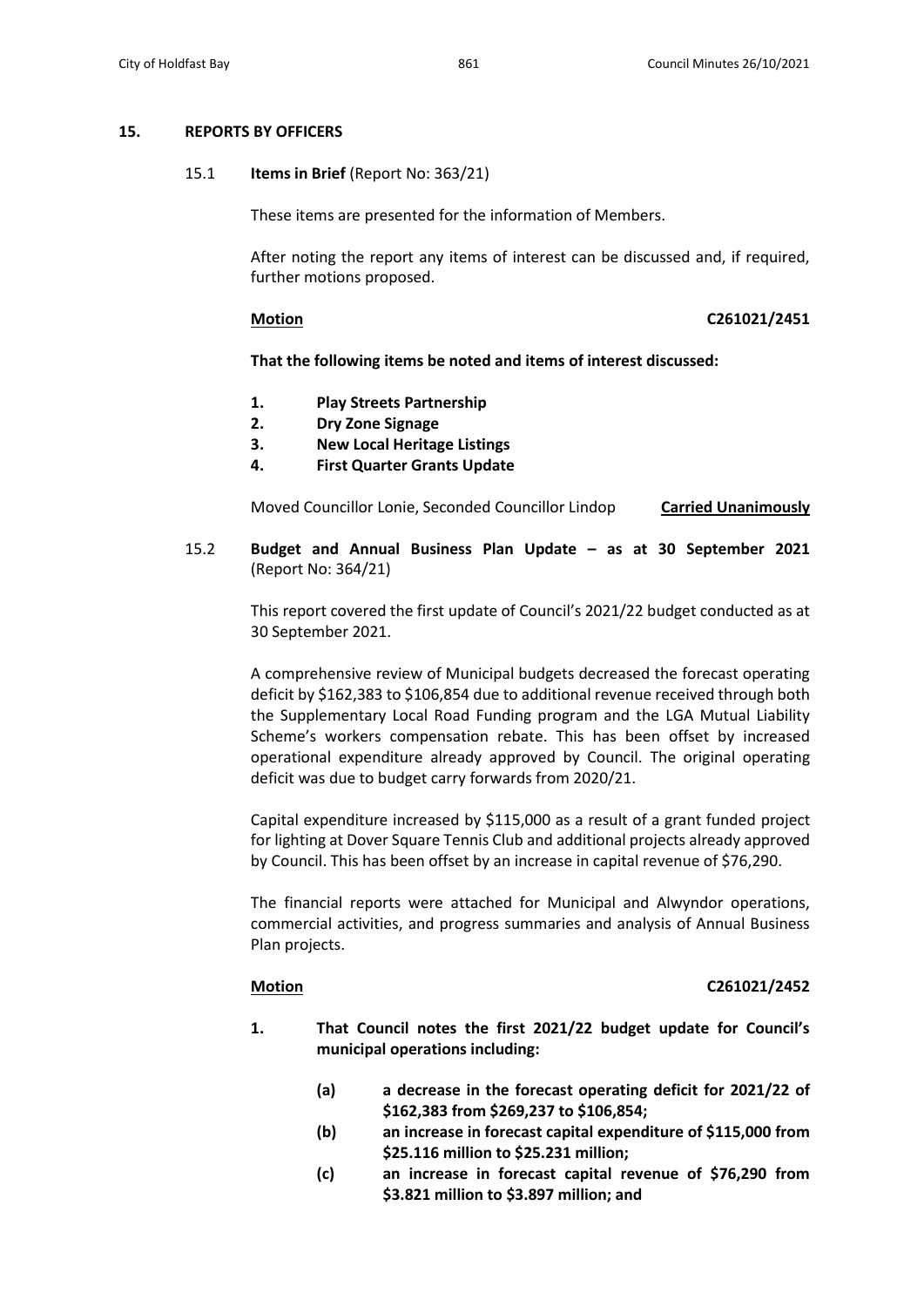## 15. REPORTS BY OFFICERS

### 15.1 **Items in Brief** (Report No: 363/21)

These items are presented for the information of Members.

After noting the report any items of interest can be discussed and, if required, further motions proposed.

**Motion** **C261021/2451**

**That the following items be noted and items of interest discussed:**

1. **Play Streets Partnership**
2. **Dry Zone Signage**
3. **New Local Heritage Listings**
4. **First Quarter Grants Update**

Moved Councillor Lonie, Seconded Councillor Lindop **Carried Unanimously**

### 15.2 **Budget and Annual Business Plan Update – as at 30 September 2021** (Report No: 364/21)

This report covered the first update of Council's 2021/22 budget conducted as at 30 September 2021.

A comprehensive review of Municipal budgets decreased the forecast operating deficit by $162,383 to $106,854 due to additional revenue received through both the Supplementary Local Road Funding program and the LGA Mutual Liability Scheme's workers compensation rebate. This has been offset by increased operational expenditure already approved by Council. The original operating deficit was due to budget carry forwards from 2020/21.

Capital expenditure increased by $115,000 as a result of a grant funded project for lighting at Dover Square Tennis Club and additional projects already approved by Council. This has been offset by an increase in capital revenue of $76,290.

The financial reports were attached for Municipal and Alwyndor operations, commercial activities, and progress summaries and analysis of Annual Business Plan projects.

**Motion** **C261021/2452**

1. **That Council notes the first 2021/22 budget update for Council's municipal operations including:**
   - (a) **a decrease in the forecast operating deficit for 2021/22 of $162,383 from $269,237 to $106,854;**
   - (b) **an increase in forecast capital expenditure of $115,000 from $25.116 million to $25.231 million;**
   - (c) **an increase in forecast capital revenue of $76,290 from $3.821 million to $3.897 million; and**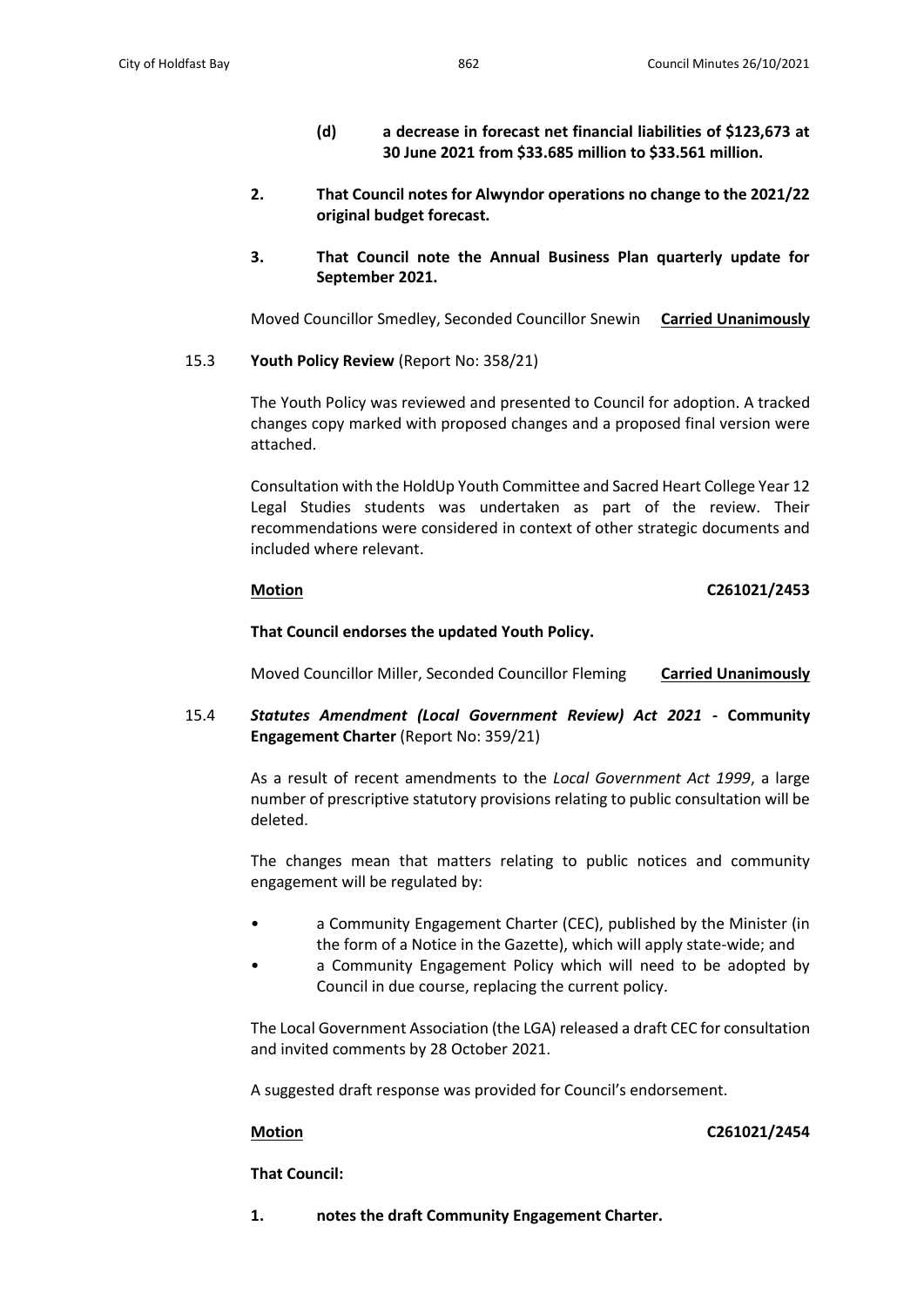**(d) a decrease in forecast net financial liabilities of $123,673 at 30 June 2021 from $33.685 million to $33.561 million.**

**2. That Council notes for Alwyndor operations no change to the 2021/22 original budget forecast.**

**3. That Council note the Annual Business Plan quarterly update for September 2021.**

Moved Councillor Smedley, Seconded Councillor Snewin **Carried Unanimously**

15.3 **Youth Policy Review** (Report No: 358/21)

The Youth Policy was reviewed and presented to Council for adoption. A tracked changes copy marked with proposed changes and a proposed final version were attached.

Consultation with the HoldUp Youth Committee and Sacred Heart College Year 12 Legal Studies students was undertaken as part of the review. Their recommendations were considered in context of other strategic documents and included where relevant.

**Motion** **C261021/2453**

**That Council endorses the updated Youth Policy.**

Moved Councillor Miller, Seconded Councillor Fleming **Carried Unanimously**

15.4 ***Statutes Amendment (Local Government Review) Act 2021* - Community Engagement Charter** (Report No: 359/21)

As a result of recent amendments to the *Local Government Act 1999*, a large number of prescriptive statutory provisions relating to public consultation will be deleted.

The changes mean that matters relating to public notices and community engagement will be regulated by:

- a Community Engagement Charter (CEC), published by the Minister (in the form of a Notice in the Gazette), which will apply state-wide; and
- a Community Engagement Policy which will need to be adopted by Council in due course, replacing the current policy.

The Local Government Association (the LGA) released a draft CEC for consultation and invited comments by 28 October 2021.

A suggested draft response was provided for Council's endorsement.

**Motion** **C261021/2454**

**That Council:**

**1. notes the draft Community Engagement Charter.**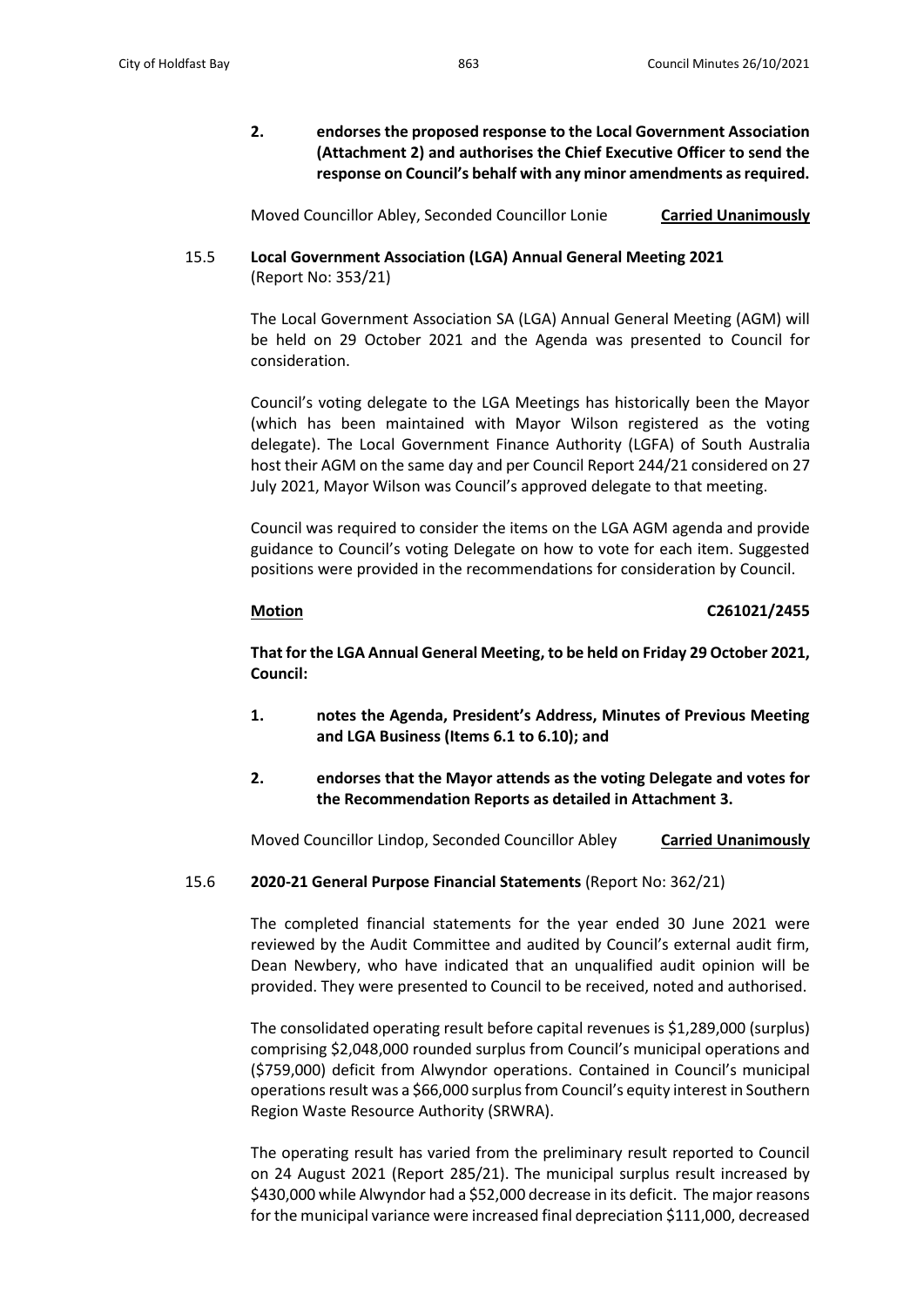**2. endorses the proposed response to the Local Government Association (Attachment 2) and authorises the Chief Executive Officer to send the response on Council's behalf with any minor amendments as required.**

Moved Councillor Abley, Seconded Councillor Lonie **Carried Unanimously**

### 15.5 **Local Government Association (LGA) Annual General Meeting 2021** (Report No: 353/21)

The Local Government Association SA (LGA) Annual General Meeting (AGM) will be held on 29 October 2021 and the Agenda was presented to Council for consideration.

Council's voting delegate to the LGA Meetings has historically been the Mayor (which has been maintained with Mayor Wilson registered as the voting delegate). The Local Government Finance Authority (LGFA) of South Australia host their AGM on the same day and per Council Report 244/21 considered on 27 July 2021, Mayor Wilson was Council's approved delegate to that meeting.

Council was required to consider the items on the LGA AGM agenda and provide guidance to Council's voting Delegate on how to vote for each item. Suggested positions were provided in the recommendations for consideration by Council.

**Motion** **C261021/2455**

**That for the LGA Annual General Meeting, to be held on Friday 29 October 2021, Council:**

**1. notes the Agenda, President's Address, Minutes of Previous Meeting and LGA Business (Items 6.1 to 6.10); and**

**2. endorses that the Mayor attends as the voting Delegate and votes for the Recommendation Reports as detailed in Attachment 3.**

Moved Councillor Lindop, Seconded Councillor Abley **Carried Unanimously**

### 15.6 **2020-21 General Purpose Financial Statements** (Report No: 362/21)

The completed financial statements for the year ended 30 June 2021 were reviewed by the Audit Committee and audited by Council's external audit firm, Dean Newbery, who have indicated that an unqualified audit opinion will be provided. They were presented to Council to be received, noted and authorised.

The consolidated operating result before capital revenues is $1,289,000 (surplus) comprising $2,048,000 rounded surplus from Council's municipal operations and ($759,000) deficit from Alwyndor operations. Contained in Council's municipal operations result was a $66,000 surplus from Council's equity interest in Southern Region Waste Resource Authority (SRWRA).

The operating result has varied from the preliminary result reported to Council on 24 August 2021 (Report 285/21). The municipal surplus result increased by $430,000 while Alwyndor had a $52,000 decrease in its deficit. The major reasons for the municipal variance were increased final depreciation $111,000, decreased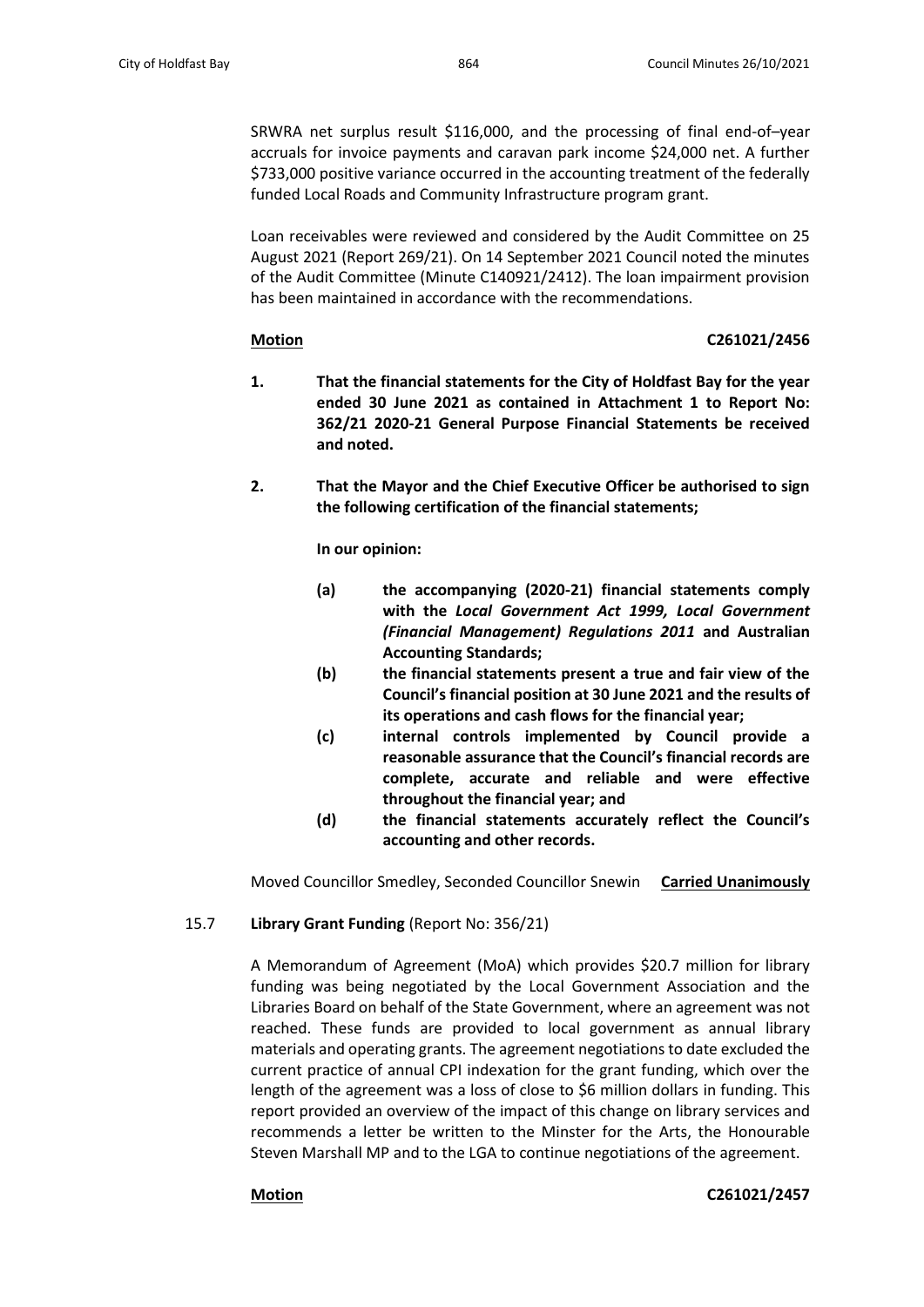SRWRA net surplus result $116,000, and the processing of final end-of–year accruals for invoice payments and caravan park income $24,000 net. A further $733,000 positive variance occurred in the accounting treatment of the federally funded Local Roads and Community Infrastructure program grant.

Loan receivables were reviewed and considered by the Audit Committee on 25 August 2021 (Report 269/21). On 14 September 2021 Council noted the minutes of the Audit Committee (Minute C140921/2412). The loan impairment provision has been maintained in accordance with the recommendations.

**Motion** **C261021/2456**

1. **That the financial statements for the City of Holdfast Bay for the year ended 30 June 2021 as contained in Attachment 1 to Report No: 362/21 2020-21 General Purpose Financial Statements be received and noted.**

2. **That the Mayor and the Chief Executive Officer be authorised to sign the following certification of the financial statements;**

   **In our opinion:**

   **(a) the accompanying (2020-21) financial statements comply with the *Local Government Act 1999, Local Government (Financial Management) Regulations 2011* and Australian Accounting Standards;**

   **(b) the financial statements present a true and fair view of the Council's financial position at 30 June 2021 and the results of its operations and cash flows for the financial year;**

   **(c) internal controls implemented by Council provide a reasonable assurance that the Council's financial records are complete, accurate and reliable and were effective throughout the financial year; and**

   **(d) the financial statements accurately reflect the Council's accounting and other records.**

Moved Councillor Smedley, Seconded Councillor Snewin **Carried Unanimously**

15.7 **Library Grant Funding** (Report No: 356/21)

A Memorandum of Agreement (MoA) which provides $20.7 million for library funding was being negotiated by the Local Government Association and the Libraries Board on behalf of the State Government, where an agreement was not reached. These funds are provided to local government as annual library materials and operating grants. The agreement negotiations to date excluded the current practice of annual CPI indexation for the grant funding, which over the length of the agreement was a loss of close to $6 million dollars in funding. This report provided an overview of the impact of this change on library services and recommends a letter be written to the Minster for the Arts, the Honourable Steven Marshall MP and to the LGA to continue negotiations of the agreement.

**Motion** **C261021/2457**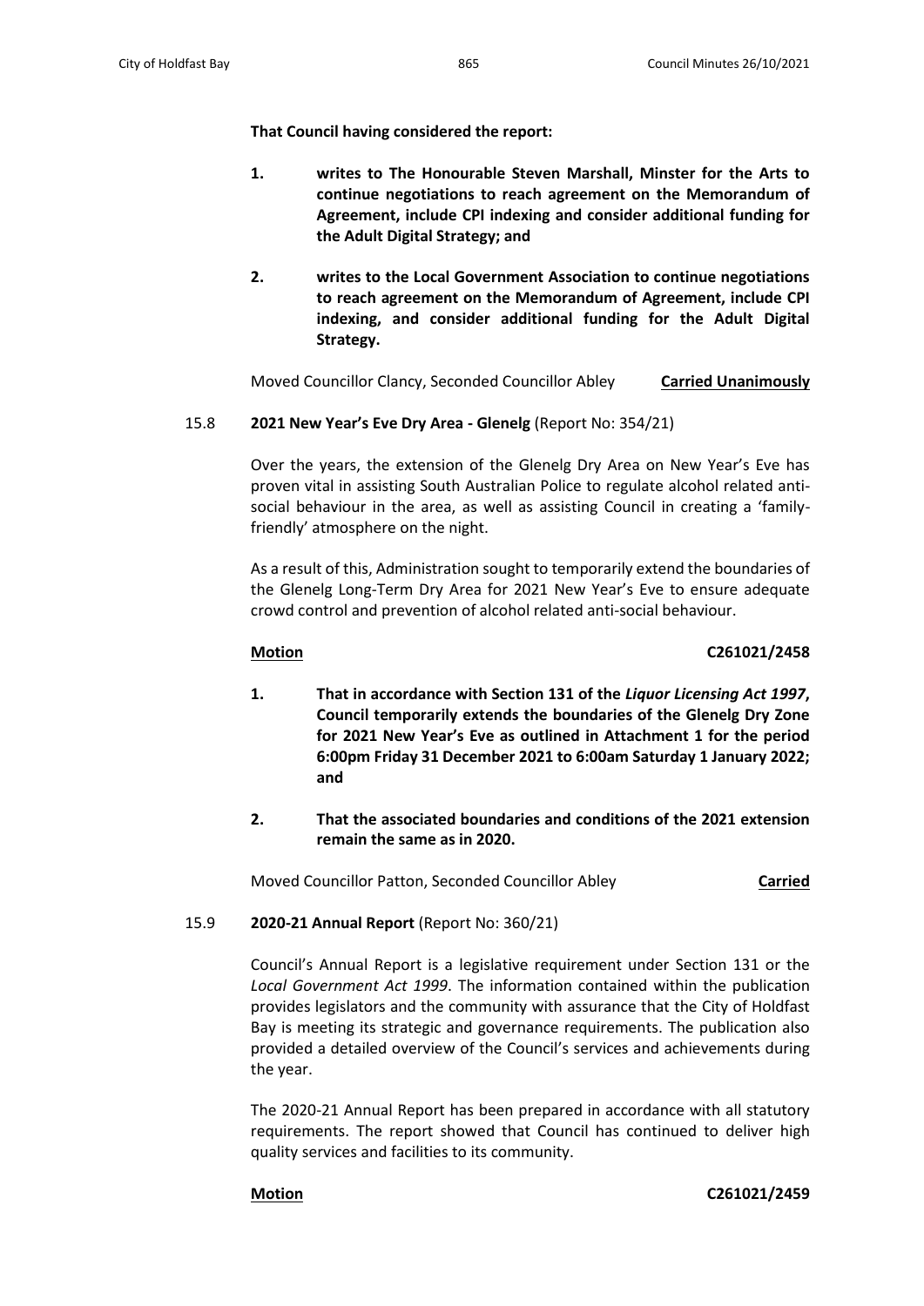**That Council having considered the report:**

1. **writes to The Honourable Steven Marshall, Minster for the Arts to continue negotiations to reach agreement on the Memorandum of Agreement, include CPI indexing and consider additional funding for the Adult Digital Strategy; and**

2. **writes to the Local Government Association to continue negotiations to reach agreement on the Memorandum of Agreement, include CPI indexing, and consider additional funding for the Adult Digital Strategy.**

Moved Councillor Clancy, Seconded Councillor Abley **Carried Unanimously**

15.8 **2021 New Year's Eve Dry Area - Glenelg** (Report No: 354/21)

Over the years, the extension of the Glenelg Dry Area on New Year's Eve has proven vital in assisting South Australian Police to regulate alcohol related anti-social behaviour in the area, as well as assisting Council in creating a 'family-friendly' atmosphere on the night.

As a result of this, Administration sought to temporarily extend the boundaries of the Glenelg Long-Term Dry Area for 2021 New Year's Eve to ensure adequate crowd control and prevention of alcohol related anti-social behaviour.

**Motion** **C261021/2458**

1. **That in accordance with Section 131 of the *Liquor Licensing Act 1997*, Council temporarily extends the boundaries of the Glenelg Dry Zone for 2021 New Year's Eve as outlined in Attachment 1 for the period 6:00pm Friday 31 December 2021 to 6:00am Saturday 1 January 2022; and**

2. **That the associated boundaries and conditions of the 2021 extension remain the same as in 2020.**

Moved Councillor Patton, Seconded Councillor Abley **Carried**

15.9 **2020-21 Annual Report** (Report No: 360/21)

Council's Annual Report is a legislative requirement under Section 131 or the *Local Government Act 1999*. The information contained within the publication provides legislators and the community with assurance that the City of Holdfast Bay is meeting its strategic and governance requirements. The publication also provided a detailed overview of the Council's services and achievements during the year.

The 2020-21 Annual Report has been prepared in accordance with all statutory requirements. The report showed that Council has continued to deliver high quality services and facilities to its community.

**Motion** **C261021/2459**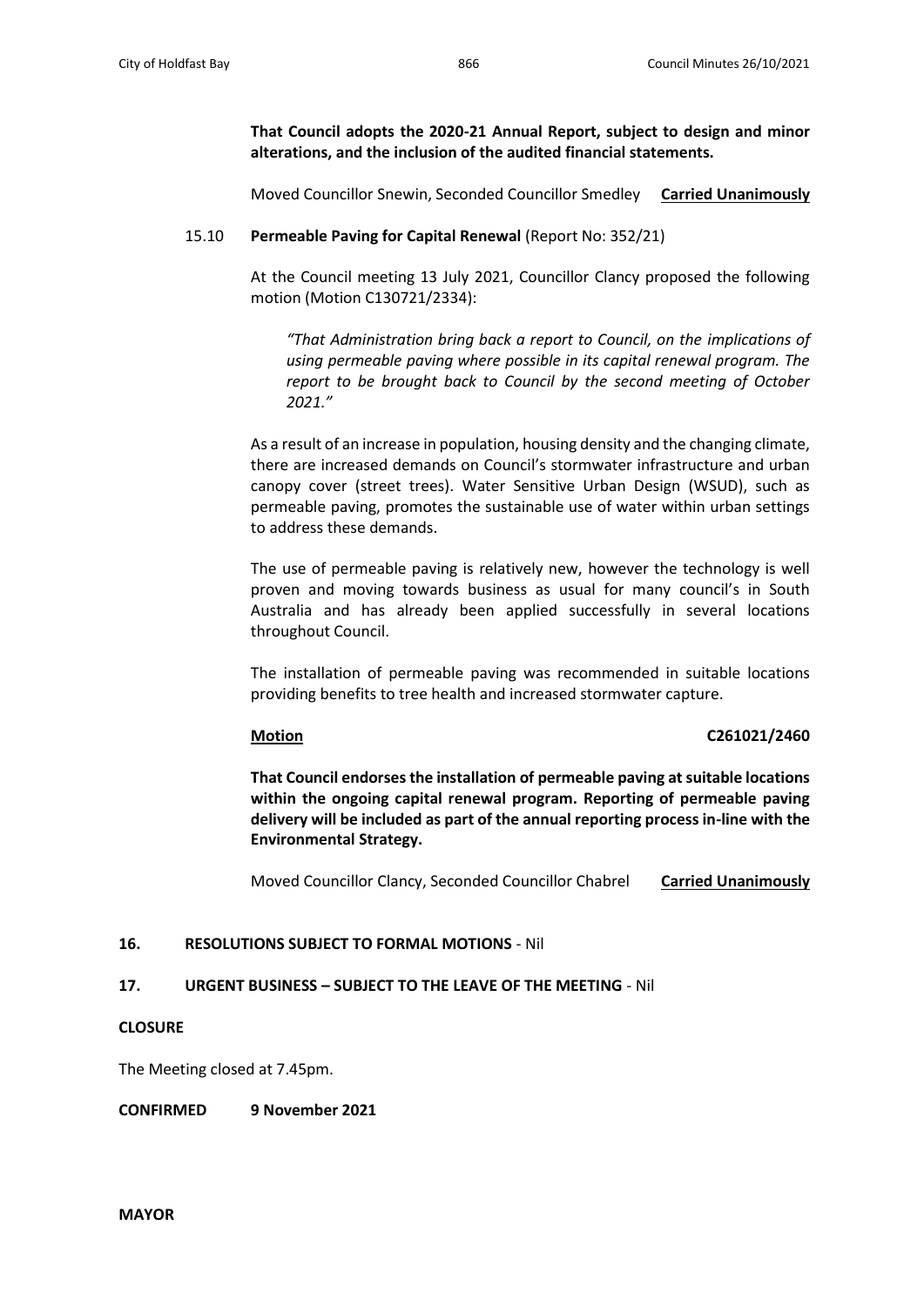**That Council adopts the 2020-21 Annual Report, subject to design and minor alterations, and the inclusion of the audited financial statements.**

Moved Councillor Snewin, Seconded Councillor Smedley **Carried Unanimously**

15.10 **Permeable Paving for Capital Renewal** (Report No: 352/21)

At the Council meeting 13 July 2021, Councillor Clancy proposed the following motion (Motion C130721/2334):

*"That Administration bring back a report to Council, on the implications of using permeable paving where possible in its capital renewal program. The report to be brought back to Council by the second meeting of October 2021."*

As a result of an increase in population, housing density and the changing climate, there are increased demands on Council's stormwater infrastructure and urban canopy cover (street trees). Water Sensitive Urban Design (WSUD), such as permeable paving, promotes the sustainable use of water within urban settings to address these demands.

The use of permeable paving is relatively new, however the technology is well proven and moving towards business as usual for many council's in South Australia and has already been applied successfully in several locations throughout Council.

The installation of permeable paving was recommended in suitable locations providing benefits to tree health and increased stormwater capture.

**Motion** **C261021/2460**

**That Council endorses the installation of permeable paving at suitable locations within the ongoing capital renewal program. Reporting of permeable paving delivery will be included as part of the annual reporting process in-line with the Environmental Strategy.**

Moved Councillor Clancy, Seconded Councillor Chabrel **Carried Unanimously**

**16. RESOLUTIONS SUBJECT TO FORMAL MOTIONS** - Nil

**17. URGENT BUSINESS – SUBJECT TO THE LEAVE OF THE MEETING** - Nil

**CLOSURE**

The Meeting closed at 7.45pm.

**CONFIRMED 9 November 2021**

**MAYOR**